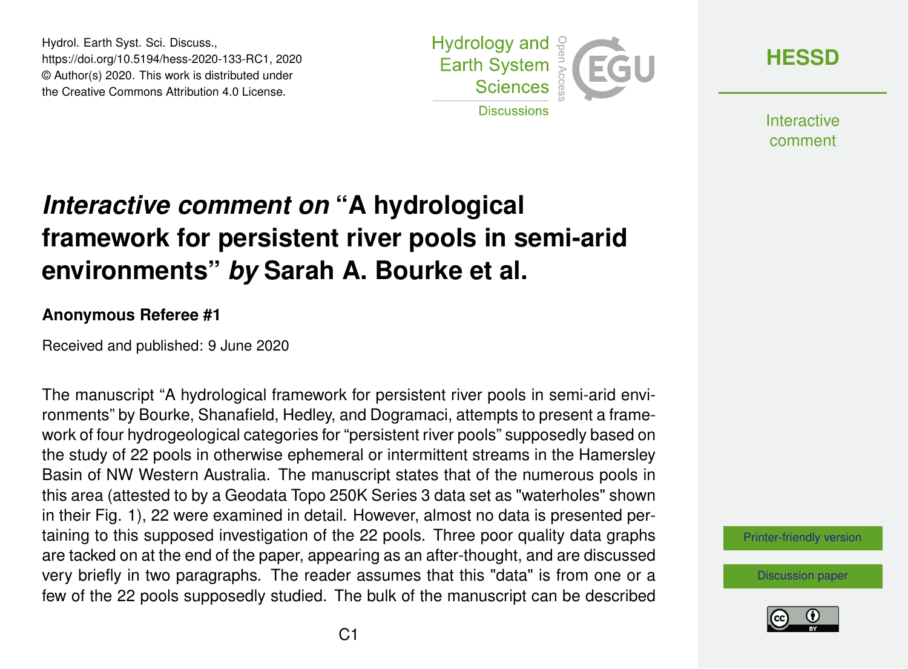# *Interactive comment on* "A hydrological framework for persistent river pools in semi-arid environments" *by* Sarah A. Bourke et al.

**Anonymous Referee #1**

Received and published: 9 June 2020

The manuscript "A hydrological framework for persistent river pools in semi-arid environments" by Bourke, Shanafield, Hedley, and Dogramaci, attempts to present a framework of four hydrogeological categories for "persistent river pools" supposedly based on the study of 22 pools in otherwise ephemeral or intermittent streams in the Hamersley Basin of NW Western Australia. The manuscript states that of the numerous pools in this area (attested to by a Geodata Topo 250K Series 3 data set as "waterholes" shown in their Fig. 1), 22 were examined in detail. However, almost no data is presented pertaining to this supposed investigation of the 22 pools. Three poor quality data graphs are tacked on at the end of the paper, appearing as an after-thought, and are discussed very briefly in two paragraphs. The reader assumes that this "data" is from one or a few of the 22 pools supposedly studied. The bulk of the manuscript can be described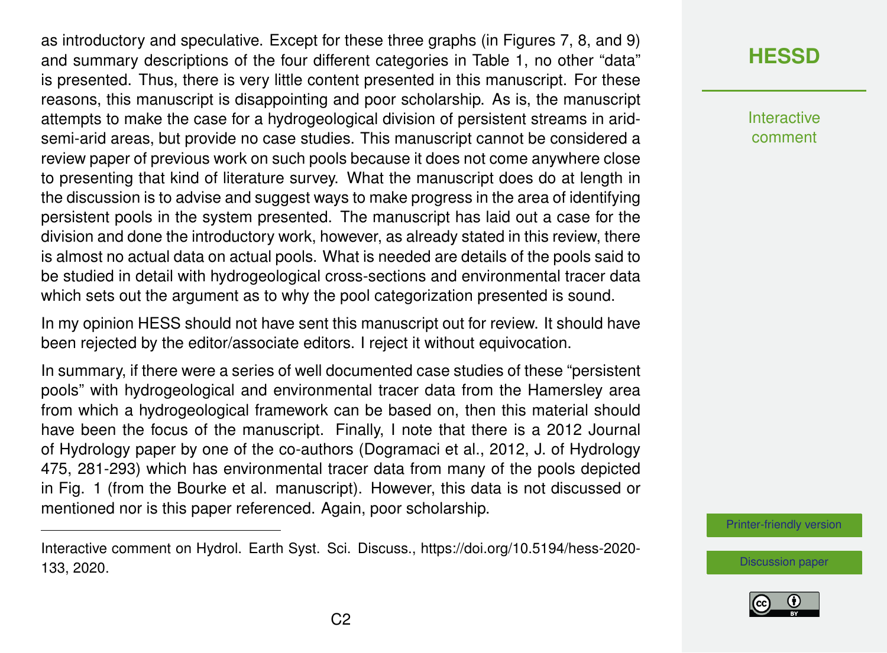as introductory and speculative. Except for these three graphs (in Figures 7, 8, and 9) and summary descriptions of the four different categories in Table 1, no other "data" is presented. Thus, there is very little content presented in this manuscript. For these reasons, this manuscript is disappointing and poor scholarship. As is, the manuscript attempts to make the case for a hydrogeological division of persistent streams in arid-semi-arid areas, but provide no case studies. This manuscript cannot be considered a review paper of previous work on such pools because it does not come anywhere close to presenting that kind of literature survey. What the manuscript does do at length in the discussion is to advise and suggest ways to make progress in the area of identifying persistent pools in the system presented. The manuscript has laid out a case for the division and done the introductory work, however, as already stated in this review, there is almost no actual data on actual pools. What is needed are details of the pools said to be studied in detail with hydrogeological cross-sections and environmental tracer data which sets out the argument as to why the pool categorization presented is sound.

In my opinion HESS should not have sent this manuscript out for review. It should have been rejected by the editor/associate editors. I reject it without equivocation.

In summary, if there were a series of well documented case studies of these "persistent pools" with hydrogeological and environmental tracer data from the Hamersley area from which a hydrogeological framework can be based on, then this material should have been the focus of the manuscript. Finally, I note that there is a 2012 Journal of Hydrology paper by one of the co-authors (Dogramaci et al., 2012, J. of Hydrology 475, 281-293) which has environmental tracer data from many of the pools depicted in Fig. 1 (from the Bourke et al. manuscript). However, this data is not discussed or mentioned nor is this paper referenced. Again, poor scholarship.

---

Interactive comment on Hydrol. Earth Syst. Sci. Discuss., https://doi.org/10.5194/hess-2020-133, 2020.